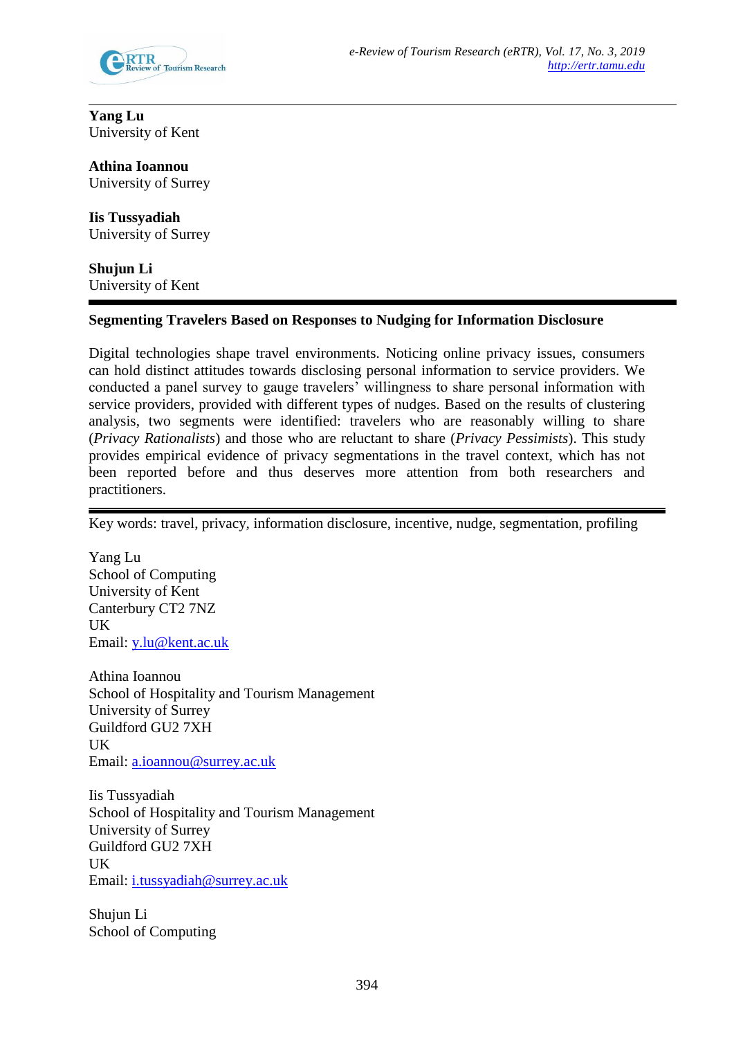**Yang Lu**
University of Kent

**Athina Ioannou**
University of Surrey

**Iis Tussyadiah**
University of Surrey

**Shujun Li**
University of Kent

# Segmenting Travelers Based on Responses to Nudging for Information Disclosure

Digital technologies shape travel environments. Noticing online privacy issues, consumers can hold distinct attitudes towards disclosing personal information to service providers. We conducted a panel survey to gauge travelers' willingness to share personal information with service providers, provided with different types of nudges. Based on the results of clustering analysis, two segments were identified: travelers who are reasonably willing to share (*Privacy Rationalists*) and those who are reluctant to share (*Privacy Pessimists*). This study provides empirical evidence of privacy segmentations in the travel context, which has not been reported before and thus deserves more attention from both researchers and practitioners.

Key words: travel, privacy, information disclosure, incentive, nudge, segmentation, profiling

Yang Lu
School of Computing
University of Kent
Canterbury CT2 7NZ
UK
Email: y.lu@kent.ac.uk

Athina Ioannou
School of Hospitality and Tourism Management
University of Surrey
Guildford GU2 7XH
UK
Email: a.ioannou@surrey.ac.uk

Iis Tussyadiah
School of Hospitality and Tourism Management
University of Surrey
Guildford GU2 7XH
UK
Email: i.tussyadiah@surrey.ac.uk

Shujun Li
School of Computing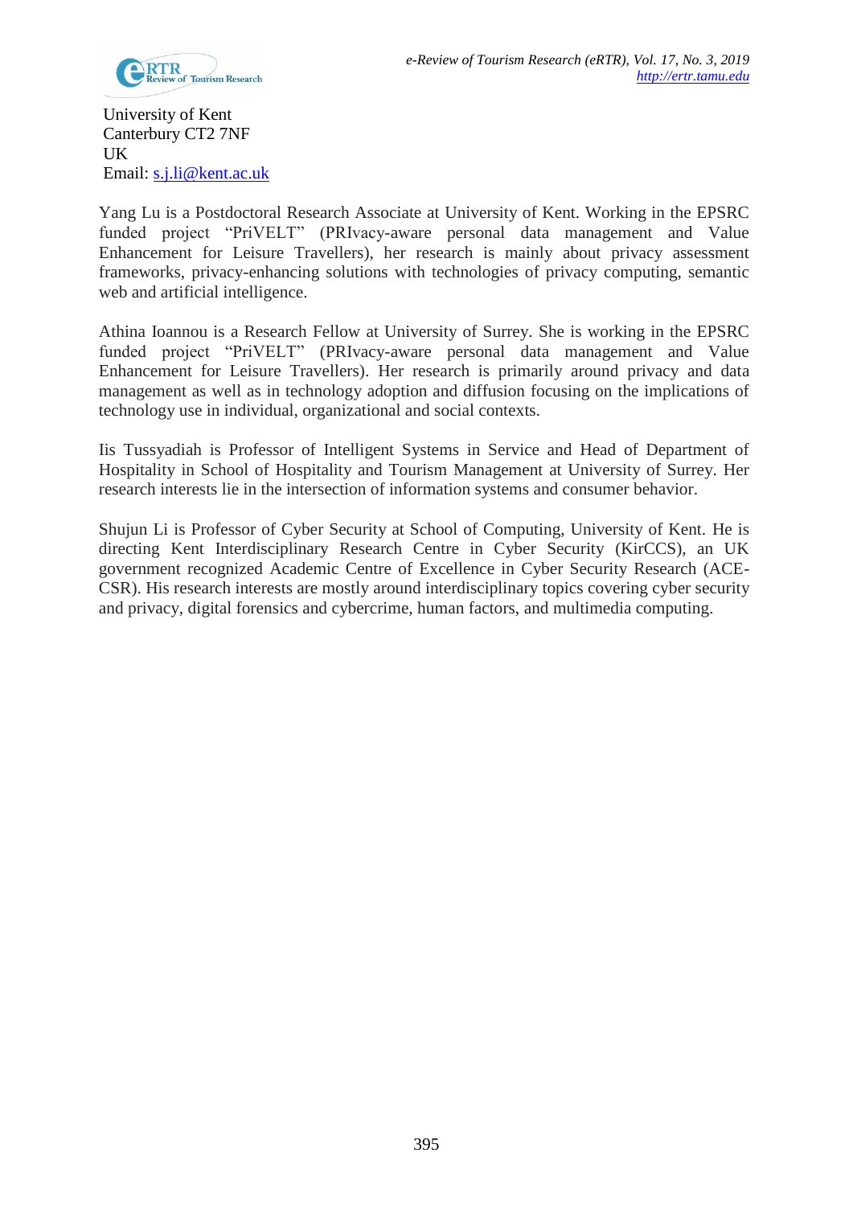University of Kent
Canterbury CT2 7NF
UK
Email: s.j.li@kent.ac.uk

Yang Lu is a Postdoctoral Research Associate at University of Kent. Working in the EPSRC funded project "PriVELT" (PRIvacy-aware personal data management and Value Enhancement for Leisure Travellers), her research is mainly about privacy assessment frameworks, privacy-enhancing solutions with technologies of privacy computing, semantic web and artificial intelligence.

Athina Ioannou is a Research Fellow at University of Surrey. She is working in the EPSRC funded project "PriVELT" (PRIvacy-aware personal data management and Value Enhancement for Leisure Travellers). Her research is primarily around privacy and data management as well as in technology adoption and diffusion focusing on the implications of technology use in individual, organizational and social contexts.

Iis Tussyadiah is Professor of Intelligent Systems in Service and Head of Department of Hospitality in School of Hospitality and Tourism Management at University of Surrey. Her research interests lie in the intersection of information systems and consumer behavior.

Shujun Li is Professor of Cyber Security at School of Computing, University of Kent. He is directing Kent Interdisciplinary Research Centre in Cyber Security (KirCCS), an UK government recognized Academic Centre of Excellence in Cyber Security Research (ACE-CSR). His research interests are mostly around interdisciplinary topics covering cyber security and privacy, digital forensics and cybercrime, human factors, and multimedia computing.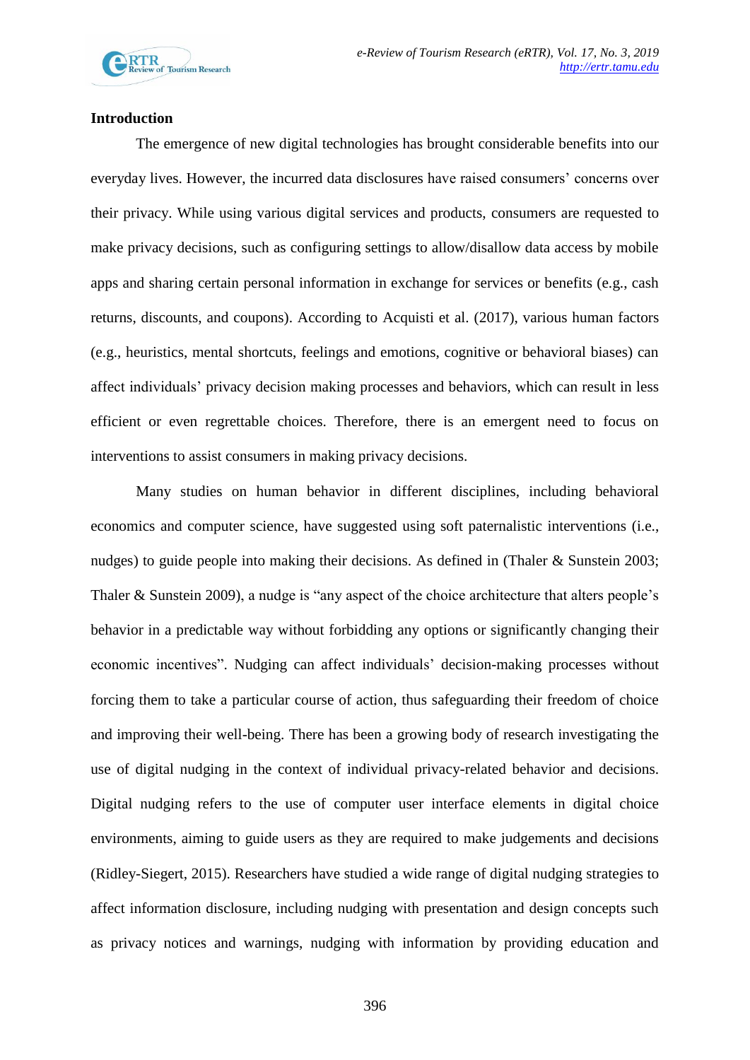## Introduction

The emergence of new digital technologies has brought considerable benefits into our everyday lives. However, the incurred data disclosures have raised consumers' concerns over their privacy. While using various digital services and products, consumers are requested to make privacy decisions, such as configuring settings to allow/disallow data access by mobile apps and sharing certain personal information in exchange for services or benefits (e.g., cash returns, discounts, and coupons). According to Acquisti et al. (2017), various human factors (e.g., heuristics, mental shortcuts, feelings and emotions, cognitive or behavioral biases) can affect individuals' privacy decision making processes and behaviors, which can result in less efficient or even regrettable choices. Therefore, there is an emergent need to focus on interventions to assist consumers in making privacy decisions.

Many studies on human behavior in different disciplines, including behavioral economics and computer science, have suggested using soft paternalistic interventions (i.e., nudges) to guide people into making their decisions. As defined in (Thaler & Sunstein 2003; Thaler & Sunstein 2009), a nudge is "any aspect of the choice architecture that alters people's behavior in a predictable way without forbidding any options or significantly changing their economic incentives". Nudging can affect individuals' decision-making processes without forcing them to take a particular course of action, thus safeguarding their freedom of choice and improving their well-being. There has been a growing body of research investigating the use of digital nudging in the context of individual privacy-related behavior and decisions. Digital nudging refers to the use of computer user interface elements in digital choice environments, aiming to guide users as they are required to make judgements and decisions (Ridley-Siegert, 2015). Researchers have studied a wide range of digital nudging strategies to affect information disclosure, including nudging with presentation and design concepts such as privacy notices and warnings, nudging with information by providing education and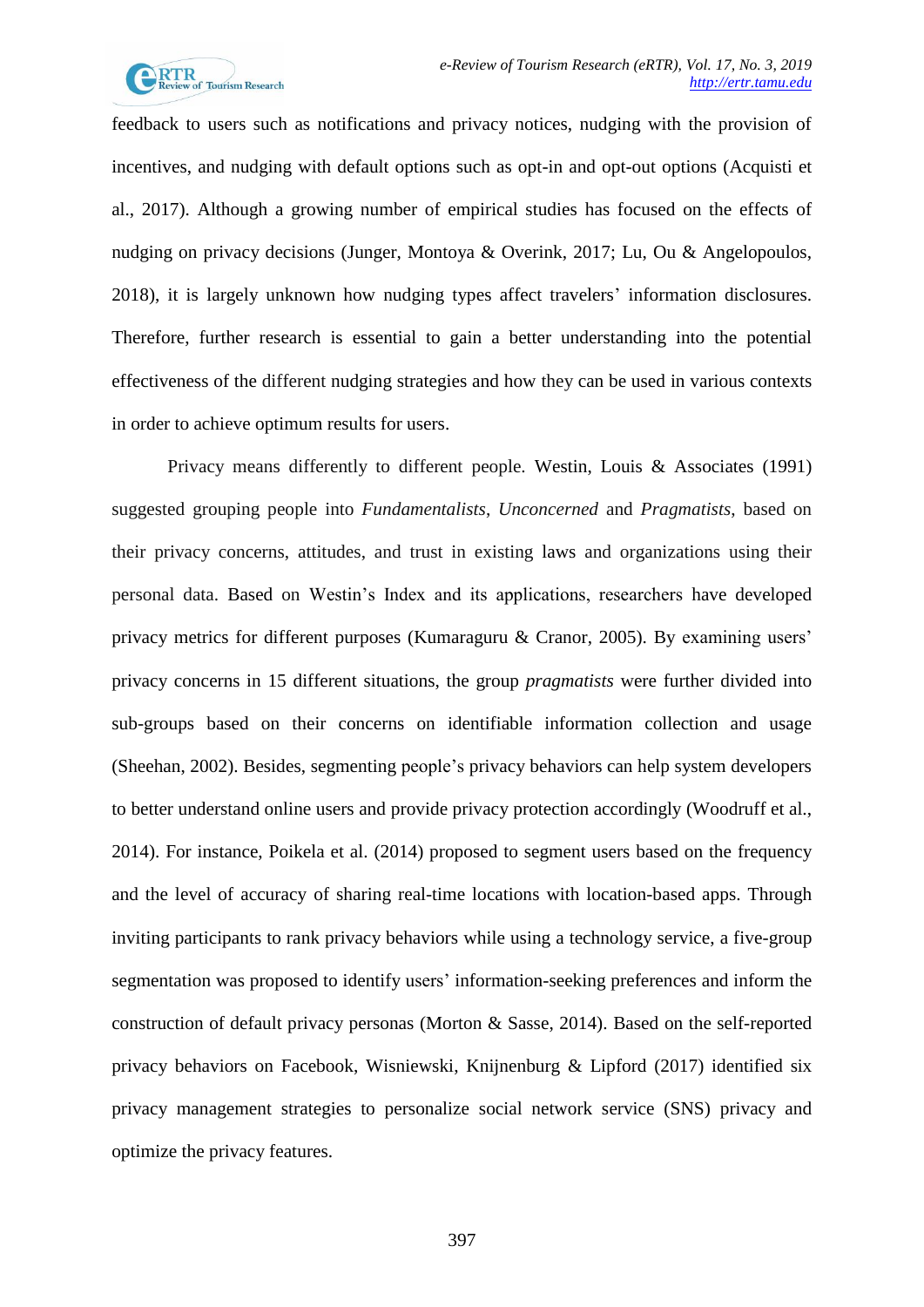feedback to users such as notifications and privacy notices, nudging with the provision of incentives, and nudging with default options such as opt-in and opt-out options (Acquisti et al., 2017). Although a growing number of empirical studies has focused on the effects of nudging on privacy decisions (Junger, Montoya & Overink, 2017; Lu, Ou & Angelopoulos, 2018), it is largely unknown how nudging types affect travelers' information disclosures. Therefore, further research is essential to gain a better understanding into the potential effectiveness of the different nudging strategies and how they can be used in various contexts in order to achieve optimum results for users.

Privacy means differently to different people. Westin, Louis & Associates (1991) suggested grouping people into *Fundamentalists*, *Unconcerned* and *Pragmatists*, based on their privacy concerns, attitudes, and trust in existing laws and organizations using their personal data. Based on Westin's Index and its applications, researchers have developed privacy metrics for different purposes (Kumaraguru & Cranor, 2005). By examining users' privacy concerns in 15 different situations, the group *pragmatists* were further divided into sub-groups based on their concerns on identifiable information collection and usage (Sheehan, 2002). Besides, segmenting people's privacy behaviors can help system developers to better understand online users and provide privacy protection accordingly (Woodruff et al., 2014). For instance, Poikela et al. (2014) proposed to segment users based on the frequency and the level of accuracy of sharing real-time locations with location-based apps. Through inviting participants to rank privacy behaviors while using a technology service, a five-group segmentation was proposed to identify users' information-seeking preferences and inform the construction of default privacy personas (Morton & Sasse, 2014). Based on the self-reported privacy behaviors on Facebook, Wisniewski, Knijnenburg & Lipford (2017) identified six privacy management strategies to personalize social network service (SNS) privacy and optimize the privacy features.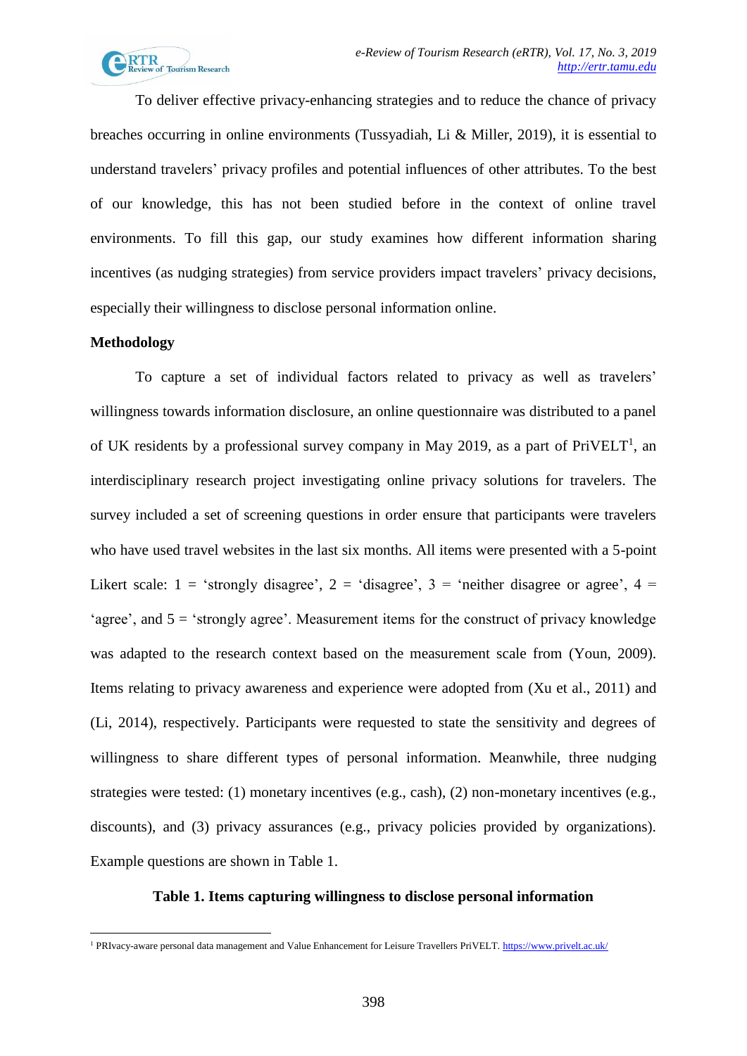To deliver effective privacy-enhancing strategies and to reduce the chance of privacy breaches occurring in online environments (Tussyadiah, Li & Miller, 2019), it is essential to understand travelers' privacy profiles and potential influences of other attributes. To the best of our knowledge, this has not been studied before in the context of online travel environments. To fill this gap, our study examines how different information sharing incentives (as nudging strategies) from service providers impact travelers' privacy decisions, especially their willingness to disclose personal information online.

**Methodology**

To capture a set of individual factors related to privacy as well as travelers' willingness towards information disclosure, an online questionnaire was distributed to a panel of UK residents by a professional survey company in May 2019, as a part of PriVELT[1], an interdisciplinary research project investigating online privacy solutions for travelers. The survey included a set of screening questions in order ensure that participants were travelers who have used travel websites in the last six months. All items were presented with a 5-point Likert scale: 1 = 'strongly disagree', 2 = 'disagree', 3 = 'neither disagree or agree', 4 = 'agree', and 5 = 'strongly agree'. Measurement items for the construct of privacy knowledge was adapted to the research context based on the measurement scale from (Youn, 2009). Items relating to privacy awareness and experience were adopted from (Xu et al., 2011) and (Li, 2014), respectively. Participants were requested to state the sensitivity and degrees of willingness to share different types of personal information. Meanwhile, three nudging strategies were tested: (1) monetary incentives (e.g., cash), (2) non-monetary incentives (e.g., discounts), and (3) privacy assurances (e.g., privacy policies provided by organizations). Example questions are shown in Table 1.

**Table 1. Items capturing willingness to disclose personal information**

[1] PRIvacy-aware personal data management and Value Enhancement for Leisure Travellers PriVELT. https://www.privelt.ac.uk/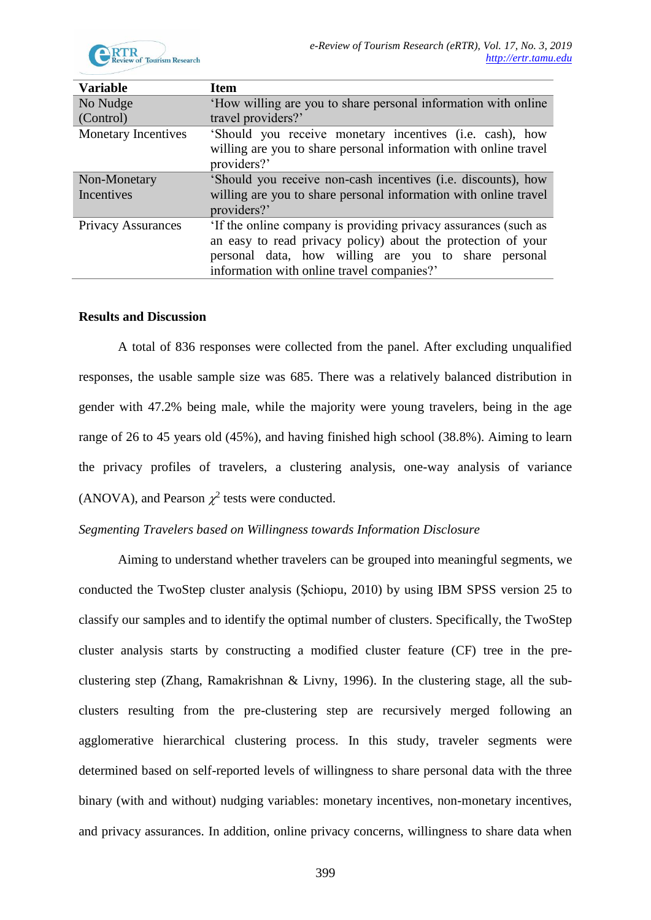| Variable | Item |
| --- | --- |
| No Nudge (Control) | 'How willing are you to share personal information with online travel providers?' |
| Monetary Incentives | 'Should you receive monetary incentives (i.e. cash), how willing are you to share personal information with online travel providers?' |
| Non-Monetary Incentives | 'Should you receive non-cash incentives (i.e. discounts), how willing are you to share personal information with online travel providers?' |
| Privacy Assurances | 'If the online company is providing privacy assurances (such as an easy to read privacy policy) about the protection of your personal data, how willing are you to share personal information with online travel companies?' |

**Results and Discussion**

A total of 836 responses were collected from the panel. After excluding unqualified responses, the usable sample size was 685. There was a relatively balanced distribution in gender with 47.2% being male, while the majority were young travelers, being in the age range of 26 to 45 years old (45%), and having finished high school (38.8%). Aiming to learn the privacy profiles of travelers, a clustering analysis, one-way analysis of variance (ANOVA), and Pearson $\chi^2$ tests were conducted.

*Segmenting Travelers based on Willingness towards Information Disclosure*

Aiming to understand whether travelers can be grouped into meaningful segments, we conducted the TwoStep cluster analysis (Şchiopu, 2010) by using IBM SPSS version 25 to classify our samples and to identify the optimal number of clusters. Specifically, the TwoStep cluster analysis starts by constructing a modified cluster feature (CF) tree in the pre-clustering step (Zhang, Ramakrishnan & Livny, 1996). In the clustering stage, all the sub-clusters resulting from the pre-clustering step are recursively merged following an agglomerative hierarchical clustering process. In this study, traveler segments were determined based on self-reported levels of willingness to share personal data with the three binary (with and without) nudging variables: monetary incentives, non-monetary incentives, and privacy assurances. In addition, online privacy concerns, willingness to share data when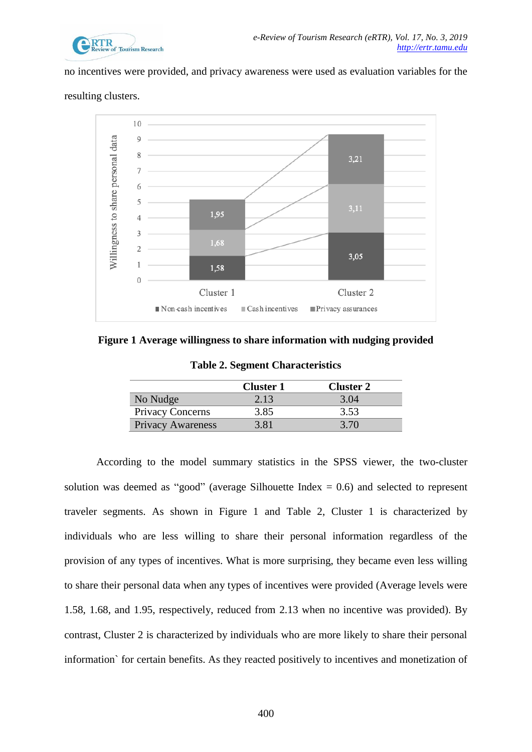no incentives were provided, and privacy awareness were used as evaluation variables for the resulting clusters.

**Figure 1 Average willingness to share information with nudging provided**

**Table 2. Segment Characteristics**

| | Cluster 1 | Cluster 2 |
|---|---|---|
| No Nudge | 2.13 | 3.04 |
| Privacy Concerns | 3.85 | 3.53 |
| Privacy Awareness | 3.81 | 3.70 |

According to the model summary statistics in the SPSS viewer, the two-cluster solution was deemed as "good" (average Silhouette Index = 0.6) and selected to represent traveler segments. As shown in Figure 1 and Table 2, Cluster 1 is characterized by individuals who are less willing to share their personal information regardless of the provision of any types of incentives. What is more surprising, they became even less willing to share their personal data when any types of incentives were provided (Average levels were 1.58, 1.68, and 1.95, respectively, reduced from 2.13 when no incentive was provided). By contrast, Cluster 2 is characterized by individuals who are more likely to share their personal information` for certain benefits. As they reacted positively to incentives and monetization of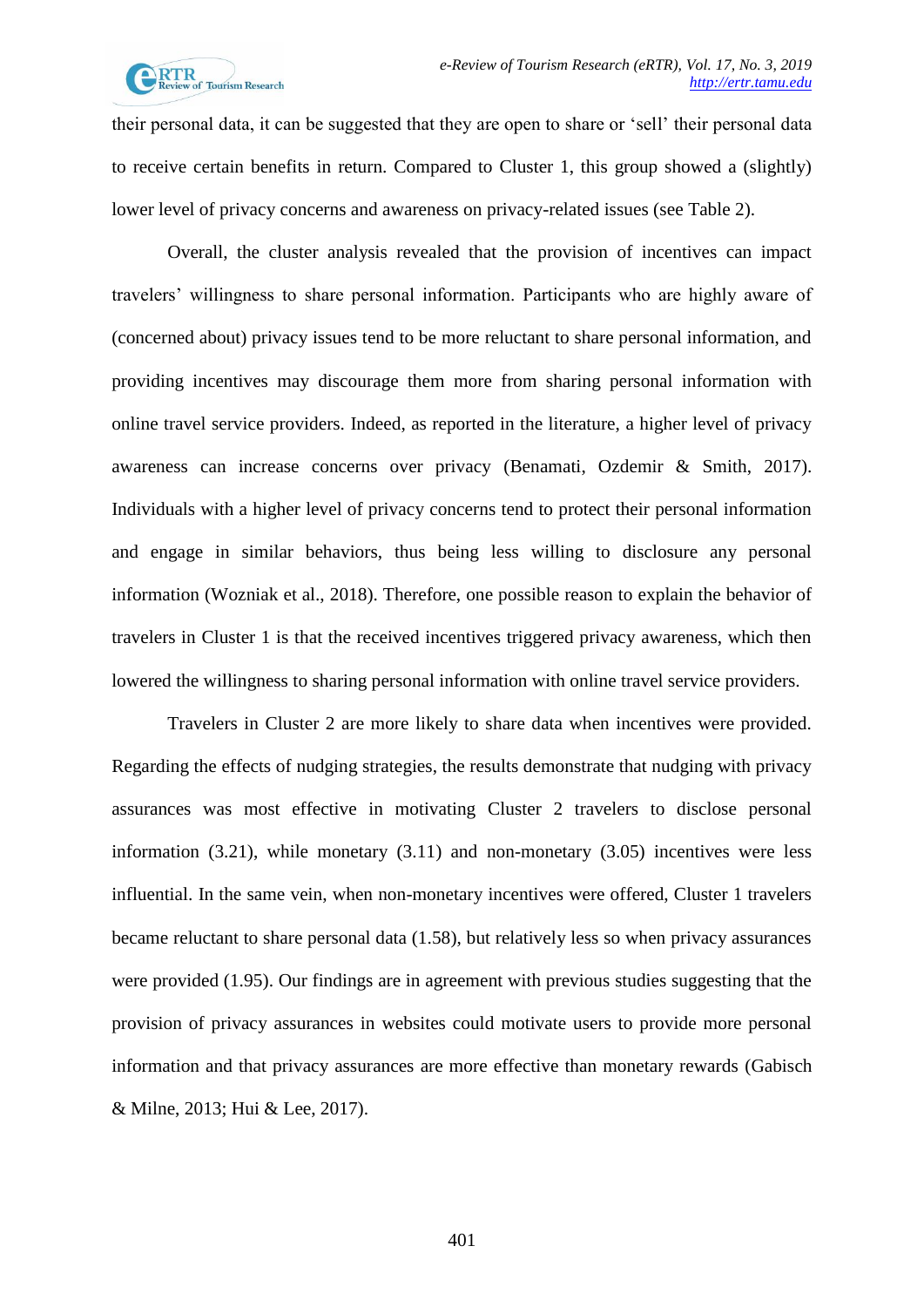their personal data, it can be suggested that they are open to share or 'sell' their personal data to receive certain benefits in return. Compared to Cluster 1, this group showed a (slightly) lower level of privacy concerns and awareness on privacy-related issues (see Table 2).

Overall, the cluster analysis revealed that the provision of incentives can impact travelers' willingness to share personal information. Participants who are highly aware of (concerned about) privacy issues tend to be more reluctant to share personal information, and providing incentives may discourage them more from sharing personal information with online travel service providers. Indeed, as reported in the literature, a higher level of privacy awareness can increase concerns over privacy (Benamati, Ozdemir & Smith, 2017). Individuals with a higher level of privacy concerns tend to protect their personal information and engage in similar behaviors, thus being less willing to disclosure any personal information (Wozniak et al., 2018). Therefore, one possible reason to explain the behavior of travelers in Cluster 1 is that the received incentives triggered privacy awareness, which then lowered the willingness to sharing personal information with online travel service providers.

Travelers in Cluster 2 are more likely to share data when incentives were provided. Regarding the effects of nudging strategies, the results demonstrate that nudging with privacy assurances was most effective in motivating Cluster 2 travelers to disclose personal information (3.21), while monetary (3.11) and non-monetary (3.05) incentives were less influential. In the same vein, when non-monetary incentives were offered, Cluster 1 travelers became reluctant to share personal data (1.58), but relatively less so when privacy assurances were provided (1.95). Our findings are in agreement with previous studies suggesting that the provision of privacy assurances in websites could motivate users to provide more personal information and that privacy assurances are more effective than monetary rewards (Gabisch & Milne, 2013; Hui & Lee, 2017).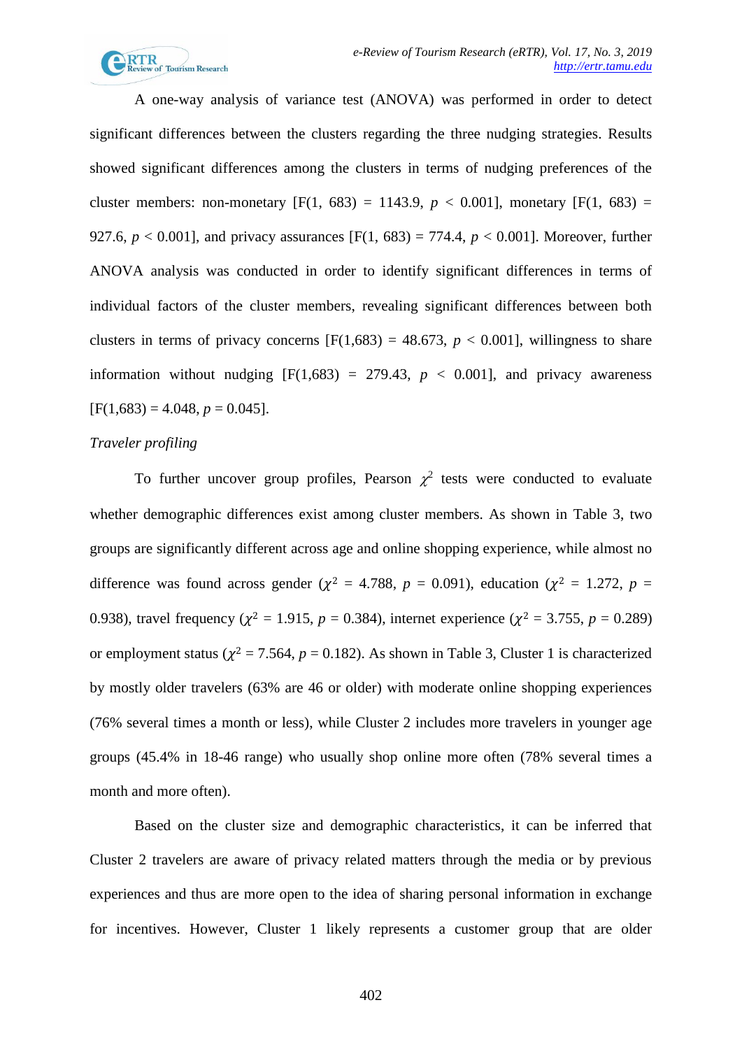A one-way analysis of variance test (ANOVA) was performed in order to detect significant differences between the clusters regarding the three nudging strategies. Results showed significant differences among the clusters in terms of nudging preferences of the cluster members: non-monetary [$F(1, 683) = 1143.9$, $p < 0.001$], monetary [$F(1, 683) = 927.6$, $p < 0.001$], and privacy assurances [$F(1, 683) = 774.4$, $p < 0.001$]. Moreover, further ANOVA analysis was conducted in order to identify significant differences in terms of individual factors of the cluster members, revealing significant differences between both clusters in terms of privacy concerns [$F(1,683) = 48.673$, $p < 0.001$], willingness to share information without nudging [$F(1,683) = 279.43$, $p < 0.001$], and privacy awareness [$F(1,683) = 4.048$, $p = 0.045$].

*Traveler profiling*

To further uncover group profiles, Pearson $\chi^2$ tests were conducted to evaluate whether demographic differences exist among cluster members. As shown in Table 3, two groups are significantly different across age and online shopping experience, while almost no difference was found across gender ($\chi^2 = 4.788$, $p = 0.091$), education ($\chi^2 = 1.272$, $p = 0.938$), travel frequency ($\chi^2 = 1.915$, $p = 0.384$), internet experience ($\chi^2 = 3.755$, $p = 0.289$) or employment status ($\chi^2 = 7.564$, $p = 0.182$). As shown in Table 3, Cluster 1 is characterized by mostly older travelers (63% are 46 or older) with moderate online shopping experiences (76% several times a month or less), while Cluster 2 includes more travelers in younger age groups (45.4% in 18-46 range) who usually shop online more often (78% several times a month and more often).

Based on the cluster size and demographic characteristics, it can be inferred that Cluster 2 travelers are aware of privacy related matters through the media or by previous experiences and thus are more open to the idea of sharing personal information in exchange for incentives. However, Cluster 1 likely represents a customer group that are older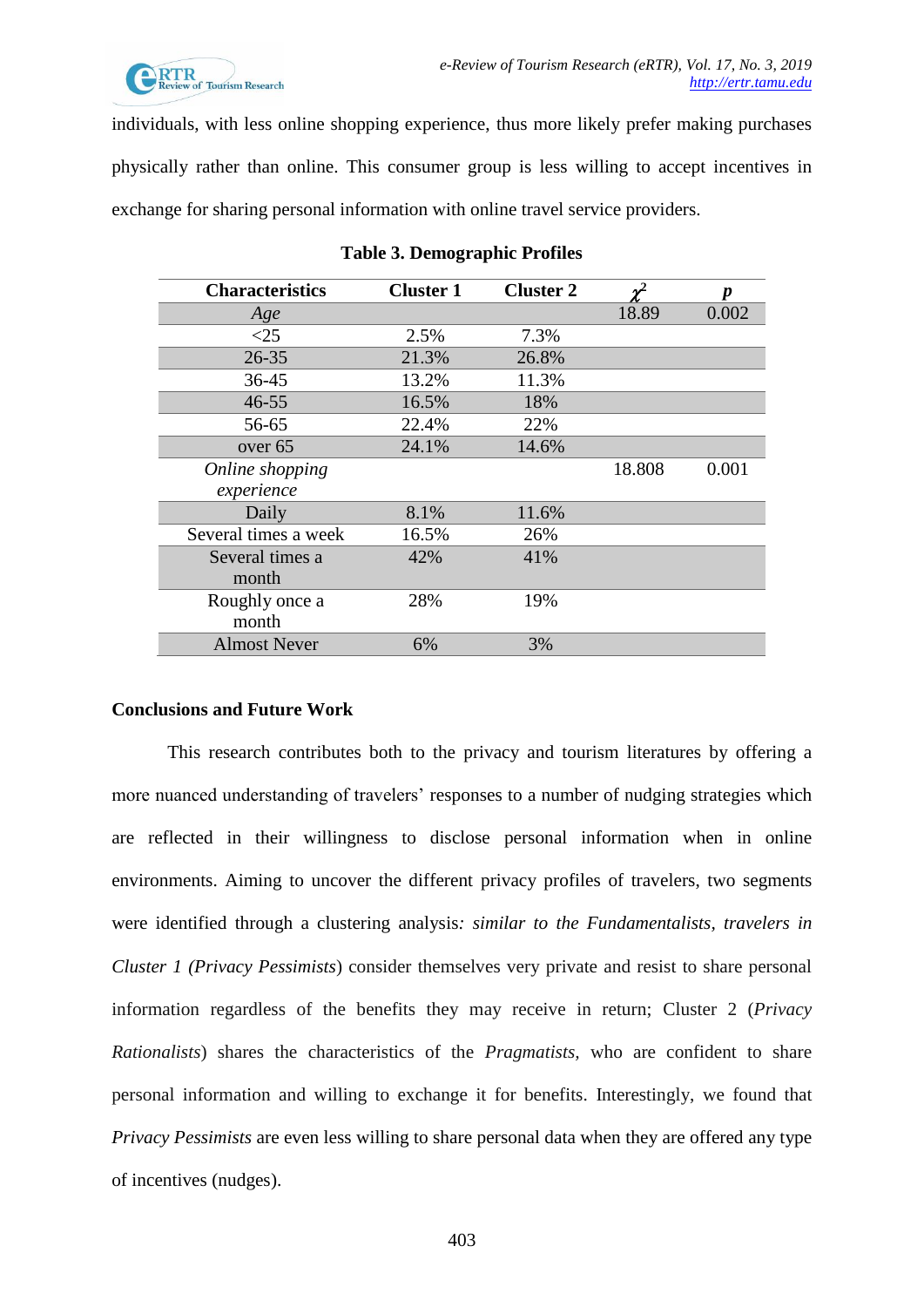individuals, with less online shopping experience, thus more likely prefer making purchases physically rather than online. This consumer group is less willing to accept incentives in exchange for sharing personal information with online travel service providers.

**Table 3. Demographic Profiles**

| Characteristics | Cluster 1 | Cluster 2 | $\chi^2$ | *p* |
|---|---|---|---|---|
| *Age* | | | 18.89 | 0.002 |
| <25 | 2.5% | 7.3% | | |
| 26-35 | 21.3% | 26.8% | | |
| 36-45 | 13.2% | 11.3% | | |
| 46-55 | 16.5% | 18% | | |
| 56-65 | 22.4% | 22% | | |
| over 65 | 24.1% | 14.6% | | |
| *Online shopping experience* | | | 18.808 | 0.001 |
| Daily | 8.1% | 11.6% | | |
| Several times a week | 16.5% | 26% | | |
| Several times a month | 42% | 41% | | |
| Roughly once a month | 28% | 19% | | |
| Almost Never | 6% | 3% | | |

## Conclusions and Future Work

This research contributes both to the privacy and tourism literatures by offering a more nuanced understanding of travelers' responses to a number of nudging strategies which are reflected in their willingness to disclose personal information when in online environments. Aiming to uncover the different privacy profiles of travelers, two segments were identified through a clustering analysis*: similar to the Fundamentalists, travelers in Cluster 1 (Privacy Pessimists*) consider themselves very private and resist to share personal information regardless of the benefits they may receive in return; Cluster 2 (*Privacy Rationalists*) shares the characteristics of the *Pragmatists*, who are confident to share personal information and willing to exchange it for benefits. Interestingly, we found that *Privacy Pessimists* are even less willing to share personal data when they are offered any type of incentives (nudges).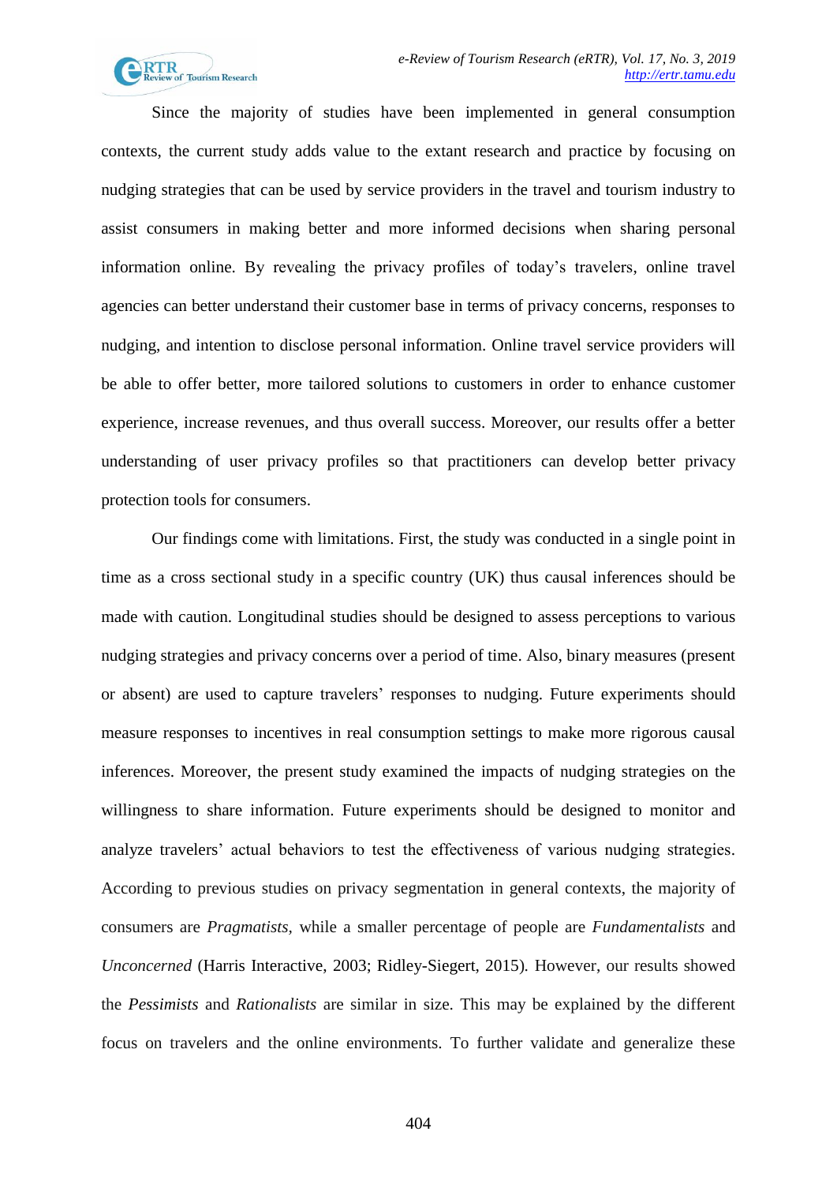Since the majority of studies have been implemented in general consumption contexts, the current study adds value to the extant research and practice by focusing on nudging strategies that can be used by service providers in the travel and tourism industry to assist consumers in making better and more informed decisions when sharing personal information online. By revealing the privacy profiles of today's travelers, online travel agencies can better understand their customer base in terms of privacy concerns, responses to nudging, and intention to disclose personal information. Online travel service providers will be able to offer better, more tailored solutions to customers in order to enhance customer experience, increase revenues, and thus overall success. Moreover, our results offer a better understanding of user privacy profiles so that practitioners can develop better privacy protection tools for consumers.

Our findings come with limitations. First, the study was conducted in a single point in time as a cross sectional study in a specific country (UK) thus causal inferences should be made with caution. Longitudinal studies should be designed to assess perceptions to various nudging strategies and privacy concerns over a period of time. Also, binary measures (present or absent) are used to capture travelers' responses to nudging. Future experiments should measure responses to incentives in real consumption settings to make more rigorous causal inferences. Moreover, the present study examined the impacts of nudging strategies on the willingness to share information. Future experiments should be designed to monitor and analyze travelers' actual behaviors to test the effectiveness of various nudging strategies. According to previous studies on privacy segmentation in general contexts, the majority of consumers are *Pragmatists*, while a smaller percentage of people are *Fundamentalists* and *Unconcerned* (Harris Interactive, 2003; Ridley-Siegert, 2015). However, our results showed the *Pessimists* and *Rationalists* are similar in size. This may be explained by the different focus on travelers and the online environments. To further validate and generalize these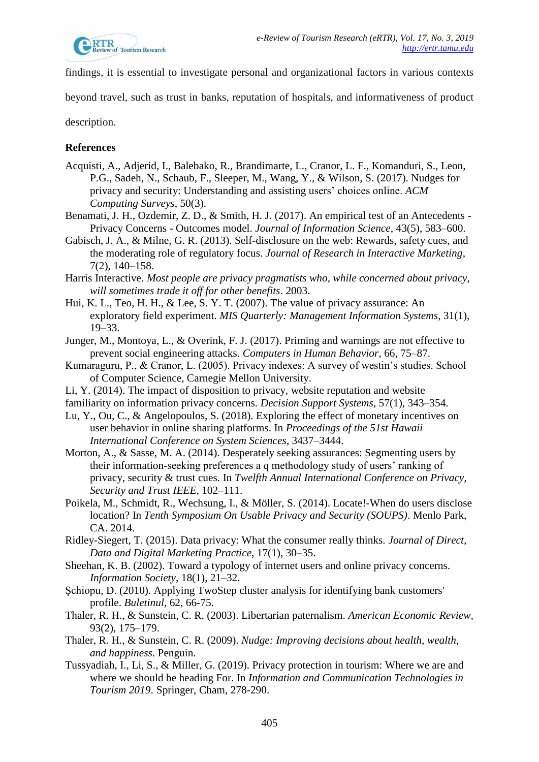findings, it is essential to investigate personal and organizational factors in various contexts beyond travel, such as trust in banks, reputation of hospitals, and informativeness of product description.

**References**

Acquisti, A., Adjerid, I., Balebako, R., Brandimarte, L., Cranor, L. F., Komanduri, S., Leon, P.G., Sadeh, N., Schaub, F., Sleeper, M., Wang, Y., & Wilson, S. (2017). Nudges for privacy and security: Understanding and assisting users' choices online. *ACM Computing Surveys*, 50(3).

Benamati, J. H., Ozdemir, Z. D., & Smith, H. J. (2017). An empirical test of an Antecedents - Privacy Concerns - Outcomes model. *Journal of Information Science*, 43(5), 583–600.

Gabisch, J. A., & Milne, G. R. (2013). Self-disclosure on the web: Rewards, safety cues, and the moderating role of regulatory focus. *Journal of Research in Interactive Marketing*, 7(2), 140–158.

Harris Interactive. *Most people are privacy pragmatists who, while concerned about privacy, will sometimes trade it off for other benefits*. 2003.

Hui, K. L., Teo, H. H., & Lee, S. Y. T. (2007). The value of privacy assurance: An exploratory field experiment. *MIS Quarterly: Management Information Systems*, 31(1), 19–33.

Junger, M., Montoya, L., & Overink, F. J. (2017). Priming and warnings are not effective to prevent social engineering attacks. *Computers in Human Behavior*, 66, 75–87.

Kumaraguru, P., & Cranor, L. (2005). Privacy indexes: A survey of westin's studies. School of Computer Science, Carnegie Mellon University.

Li, Y. (2014). The impact of disposition to privacy, website reputation and website familiarity on information privacy concerns. *Decision Support Systems*, 57(1), 343–354.

Lu, Y., Ou, C., & Angelopoulos, S. (2018). Exploring the effect of monetary incentives on user behavior in online sharing platforms. In *Proceedings of the 51st Hawaii International Conference on System Sciences*, 3437–3444.

Morton, A., & Sasse, M. A. (2014). Desperately seeking assurances: Segmenting users by their information-seeking preferences a q methodology study of users' ranking of privacy, security & trust cues. In *Twelfth Annual International Conference on Privacy, Security and Trust IEEE*, 102–111.

Poikela, M., Schmidt, R., Wechsung, I., & Möller, S. (2014). Locate!-When do users disclose location? In *Tenth Symposium On Usable Privacy and Security (SOUPS)*. Menlo Park, CA. 2014.

Ridley-Siegert, T. (2015). Data privacy: What the consumer really thinks. *Journal of Direct, Data and Digital Marketing Practice*, 17(1), 30–35.

Sheehan, K. B. (2002). Toward a typology of internet users and online privacy concerns. *Information Society*, 18(1), 21–32.

Şchiopu, D. (2010). Applying TwoStep cluster analysis for identifying bank customers' profile. *Buletinul*, 62, 66-75.

Thaler, R. H., & Sunstein, C. R. (2003). Libertarian paternalism. *American Economic Review*, 93(2), 175–179.

Thaler, R. H., & Sunstein, C. R. (2009). *Nudge: Improving decisions about health, wealth, and happiness*. Penguin.

Tussyadiah, I., Li, S., & Miller, G. (2019). Privacy protection in tourism: Where we are and where we should be heading For. In *Information and Communication Technologies in Tourism 2019*. Springer, Cham, 278-290.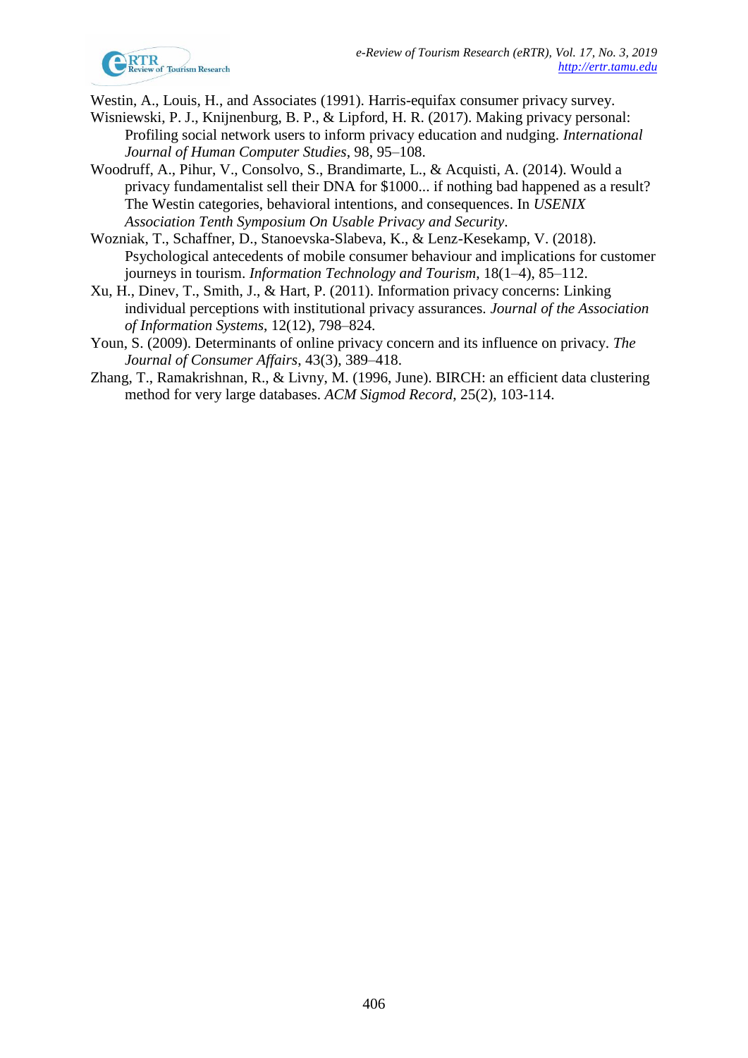Westin, A., Louis, H., and Associates (1991). Harris-equifax consumer privacy survey.

Wisniewski, P. J., Knijnenburg, B. P., & Lipford, H. R. (2017). Making privacy personal: Profiling social network users to inform privacy education and nudging. *International Journal of Human Computer Studies*, 98, 95–108.

Woodruff, A., Pihur, V., Consolvo, S., Brandimarte, L., & Acquisti, A. (2014). Would a privacy fundamentalist sell their DNA for $1000... if nothing bad happened as a result? The Westin categories, behavioral intentions, and consequences. In *USENIX Association Tenth Symposium On Usable Privacy and Security*.

Wozniak, T., Schaffner, D., Stanoevska-Slabeva, K., & Lenz-Kesekamp, V. (2018). Psychological antecedents of mobile consumer behaviour and implications for customer journeys in tourism. *Information Technology and Tourism*, 18(1–4), 85–112.

Xu, H., Dinev, T., Smith, J., & Hart, P. (2011). Information privacy concerns: Linking individual perceptions with institutional privacy assurances. *Journal of the Association of Information Systems*, 12(12), 798–824.

Youn, S. (2009). Determinants of online privacy concern and its influence on privacy. *The Journal of Consumer Affairs*, 43(3), 389–418.

Zhang, T., Ramakrishnan, R., & Livny, M. (1996, June). BIRCH: an efficient data clustering method for very large databases. *ACM Sigmod Record*, 25(2), 103-114.